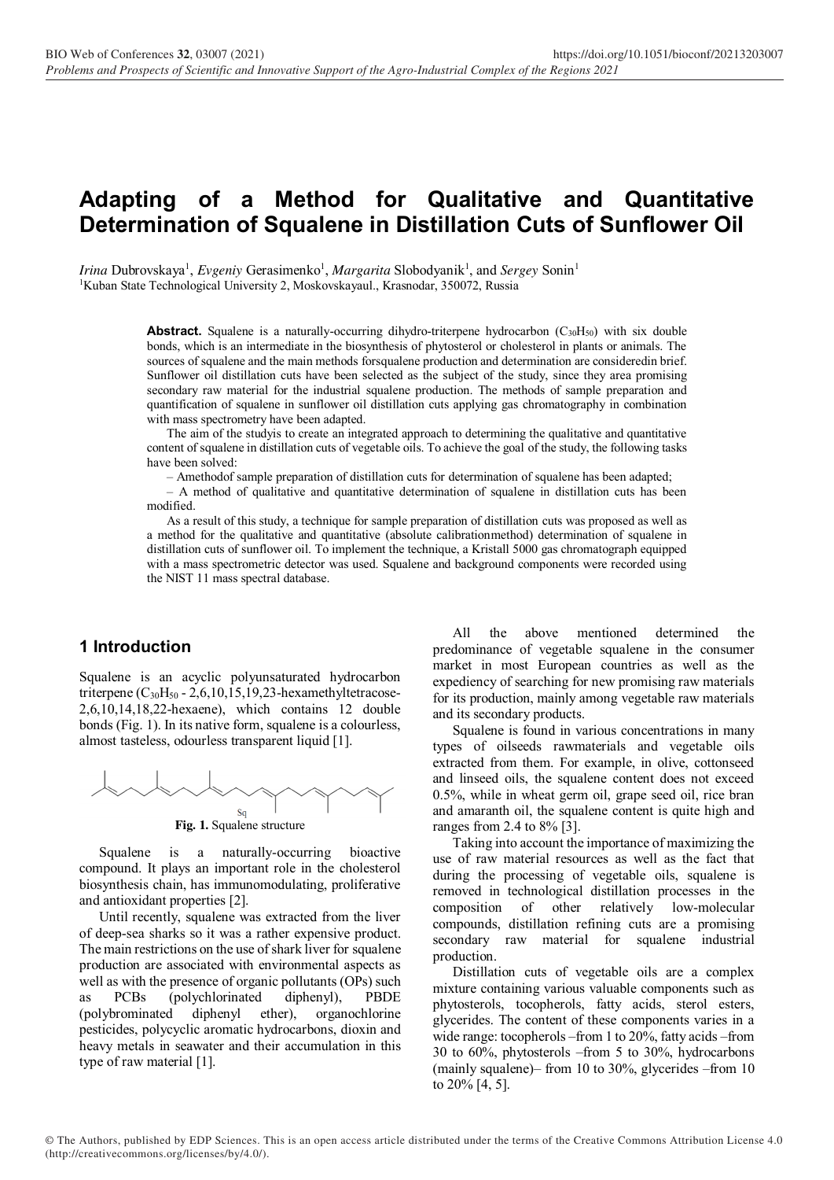# Adapting of a Method for Qualitative and Quantitative Determination of Squalene in Distillation Cuts of Sunflower Oil

*Irina* Dubrovskaya[1], *Evgeniy* Gerasimenko[1], *Margarita* Slobodyanik[1], and *Sergey* Sonin[1]

[1]Kuban State Technological University 2, Moskovskayaul., Krasnodar, 350072, Russia

**Abstract.** Squalene is a naturally-occurring dihydro-triterpene hydrocarbon ($C_{30}H_{50}$) with six double bonds, which is an intermediate in the biosynthesis of phytosterol or cholesterol in plants or animals. The sources of squalene and the main methods forsqualene production and determination are consideredin brief. Sunflower oil distillation cuts have been selected as the subject of the study, since they area promising secondary raw material for the industrial squalene production. The methods of sample preparation and quantification of squalene in sunflower oil distillation cuts applying gas chromatography in combination with mass spectrometry have been adapted.

The aim of the studyis to create an integrated approach to determining the qualitative and quantitative content of squalene in distillation cuts of vegetable oils. To achieve the goal of the study, the following tasks have been solved:

– Amethodof sample preparation of distillation cuts for determination of squalene has been adapted;

– A method of qualitative and quantitative determination of squalene in distillation cuts has been modified.

As a result of this study, a technique for sample preparation of distillation cuts was proposed as well as a method for the qualitative and quantitative (absolute calibrationmethod) determination of squalene in distillation cuts of sunflower oil. To implement the technique, a Kristall 5000 gas chromatograph equipped with a mass spectrometric detector was used. Squalene and background components were recorded using the NIST 11 mass spectral database.

## 1 Introduction

Squalene is an acyclic polyunsaturated hydrocarbon triterpene ($C_{30}H_{50}$ - 2,6,10,15,19,23-hexamethyltetracose-2,6,10,14,18,22-hexaene), which contains 12 double bonds (Fig. 1). In its native form, squalene is a colourless, almost tasteless, odourless transparent liquid [1].

Sq

**Fig. 1.** Squalene structure

Squalene is a naturally-occurring bioactive compound. It plays an important role in the cholesterol biosynthesis chain, has immunomodulating, proliferative and antioxidant properties [2].

Until recently, squalene was extracted from the liver of deep-sea sharks so it was a rather expensive product. The main restrictions on the use of shark liver for squalene production are associated with environmental aspects as well as with the presence of organic pollutants (OPs) such as PCBs (polychlorinated diphenyl), PBDE (polybrominated diphenyl ether), organochlorine pesticides, polycyclic aromatic hydrocarbons, dioxin and heavy metals in seawater and their accumulation in this type of raw material [1].

All the above mentioned determined the predominance of vegetable squalene in the consumer market in most European countries as well as the expediency of searching for new promising raw materials for its production, mainly among vegetable raw materials and its secondary products.

Squalene is found in various concentrations in many types of oilseeds rawmaterials and vegetable oils extracted from them. For example, in olive, cottonseed and linseed oils, the squalene content does not exceed 0.5%, while in wheat germ oil, grape seed oil, rice bran and amaranth oil, the squalene content is quite high and ranges from 2.4 to 8% [3].

Taking into account the importance of maximizing the use of raw material resources as well as the fact that during the processing of vegetable oils, squalene is removed in technological distillation processes in the composition of other relatively low-molecular compounds, distillation refining cuts are a promising secondary raw material for squalene industrial production.

Distillation cuts of vegetable oils are a complex mixture containing various valuable components such as phytosterols, tocopherols, fatty acids, sterol esters, glycerides. The content of these components varies in a wide range: tocopherols –from 1 to 20%, fatty acids –from 30 to 60%, phytosterols –from 5 to 30%, hydrocarbons (mainly squalene)– from 10 to 30%, glycerides –from 10 to 20% [4, 5].

© The Authors, published by EDP Sciences. This is an open access article distributed under the terms of the Creative Commons Attribution License 4.0 (http://creativecommons.org/licenses/by/4.0/).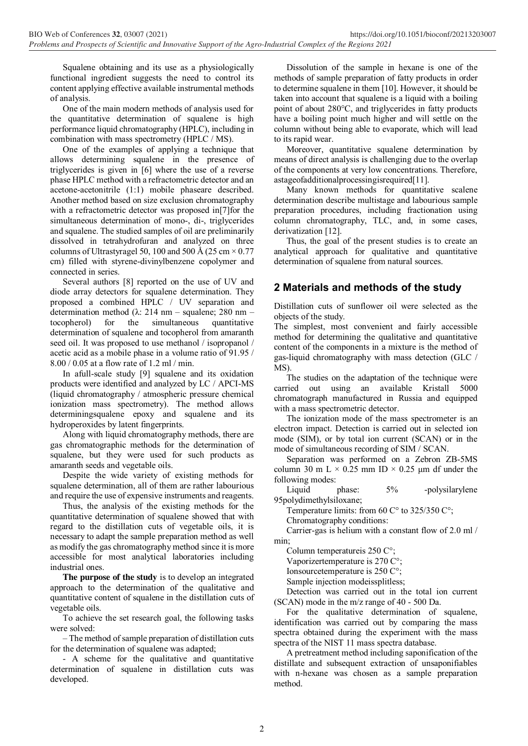Squalene obtaining and its use as a physiologically functional ingredient suggests the need to control its content applying effective available instrumental methods of analysis.

One of the main modern methods of analysis used for the quantitative determination of squalene is high performance liquid chromatography (HPLC), including in combination with mass spectrometry (HPLC / MS).

One of the examples of applying a technique that allows determining squalene in the presence of triglycerides is given in [6] where the use of a reverse phase HPLC method with a refractometric detector and an acetone-acetonitrile (1:1) mobile phaseare described. Another method based on size exclusion chromatography with a refractometric detector was proposed in[7]for the simultaneous determination of mono-, di-, triglycerides and squalene. The studied samples of oil are preliminarily dissolved in tetrahydrofuran and analyzed on three columns of Ultrastyragel 50, 100 and 500 Å (25 cm × 0.77 cm) filled with styrene-divinylbenzene copolymer and connected in series.

Several authors [8] reported on the use of UV and diode array detectors for squalene determination. They proposed a combined HPLC / UV separation and determination method (λ: 214 nm – squalene; 280 nm – tocopherol) for the simultaneous quantitative determination of squalene and tocopherol from amaranth seed oil. It was proposed to use methanol / isopropanol / acetic acid as a mobile phase in a volume ratio of 91.95 / 8.00 / 0.05 at a flow rate of 1.2 ml / min.

In afull-scale study [9] squalene and its oxidation products were identified and analyzed by LC / APCI-MS (liquid chromatography / atmospheric pressure chemical ionization mass spectrometry). The method allows determiningsqualene epoxy and squalene and its hydroperoxides by latent fingerprints.

Along with liquid chromatography methods, there are gas chromatographic methods for the determination of squalene, but they were used for such products as amaranth seeds and vegetable oils.

Despite the wide variety of existing methods for squalene determination, all of them are rather labourious and require the use of expensive instruments and reagents.

Thus, the analysis of the existing methods for the quantitative determination of squalene showed that with regard to the distillation cuts of vegetable oils, it is necessary to adapt the sample preparation method as well as modify the gas chromatography method since it is more accessible for most analytical laboratories including industrial ones.

**The purpose of the study** is to develop an integrated approach to the determination of the qualitative and quantitative content of squalene in the distillation cuts of vegetable oils.

To achieve the set research goal, the following tasks were solved:

– The method of sample preparation of distillation cuts for the determination of squalene was adapted;

- A scheme for the qualitative and quantitative determination of squalene in distillation cuts was developed.

Dissolution of the sample in hexane is one of the methods of sample preparation of fatty products in order to determine squalene in them [10]. However, it should be taken into account that squalene is a liquid with a boiling point of about 280°C, and triglycerides in fatty products have a boiling point much higher and will settle on the column without being able to evaporate, which will lead to its rapid wear.

Moreover, quantitative squalene determination by means of direct analysis is challenging due to the overlap of the components at very low concentrations. Therefore, astageofadditionalprocessingisrequired[11].

Many known methods for quantitative scalene determination describe multistage and labourious sample preparation procedures, including fractionation using column chromatography, TLC, and, in some cases, derivatization [12].

Thus, the goal of the present studies is to create an analytical approach for qualitative and quantitative determination of squalene from natural sources.

## 2 Materials and methods of the study

Distillation cuts of sunflower oil were selected as the objects of the study.

The simplest, most convenient and fairly accessible method for determining the qualitative and quantitative content of the components in a mixture is the method of gas-liquid chromatography with mass detection (GLC / MS).

The studies on the adaptation of the technique were carried out using an available Kristall 5000 chromatograph manufactured in Russia and equipped with a mass spectrometric detector.

The ionization mode of the mass spectrometer is an electron impact. Detection is carried out in selected ion mode (SIM), or by total ion current (SCAN) or in the mode of simultaneous recording of SIM / SCAN.

Separation was performed on a Zebron ZB-5MS column 30 m L × 0.25 mm ID × 0.25 μm df under the following modes:

Liquid phase: 5% -polysilarylene 95polydimethylsiloxane;

Temperature limits: from 60 C° to 325/350 C°;

Chromatography conditions:

Carrier-gas is helium with a constant flow of 2.0 ml / min;

Column temperatureis 250 C°;

Vaporizertemperature is 270 C°;

Ionsourcetemperature is 250 C°;

Sample injection modeissplitless;

Detection was carried out in the total ion current (SCAN) mode in the m/z range of 40 - 500 Da.

For the qualitative determination of squalene, identification was carried out by comparing the mass spectra obtained during the experiment with the mass spectra of the NIST 11 mass spectra database.

A pretreatment method including saponification of the distillate and subsequent extraction of unsaponifiables with n-hexane was chosen as a sample preparation method.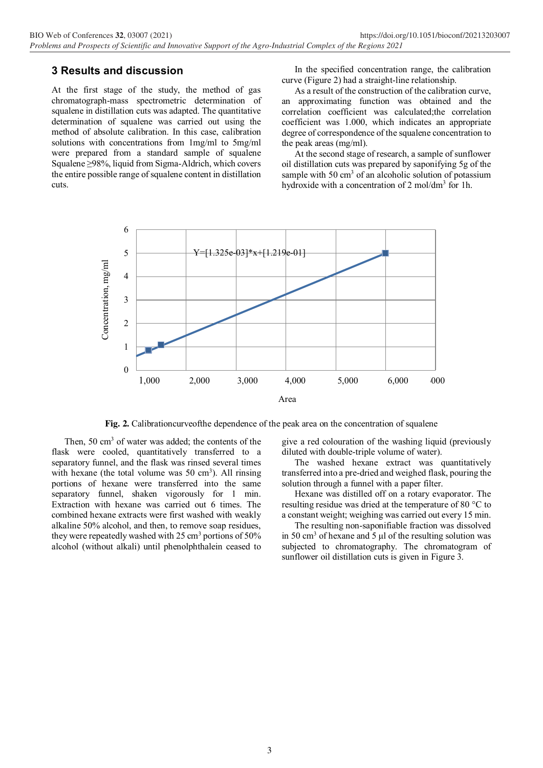## 3 Results and discussion

At the first stage of the study, the method of gas chromatograph-mass spectrometric determination of squalene in distillation cuts was adapted. The quantitative determination of squalene was carried out using the method of absolute calibration. In this case, calibration solutions with concentrations from 1mg/ml to 5mg/ml were prepared from a standard sample of squalene Squalene ≥98%, liquid from Sigma-Aldrich, which covers the entire possible range of squalene content in distillation cuts.

In the specified concentration range, the calibration curve (Figure 2) had a straight-line relationship.

As a result of the construction of the calibration curve, an approximating function was obtained and the correlation coefficient was calculated;the correlation coefficient was 1.000, which indicates an appropriate degree of correspondence of the squalene concentration to the peak areas (mg/ml).

At the second stage of research, a sample of sunflower oil distillation cuts was prepared by saponifying 5g of the sample with 50 $cm^3$ of an alcoholic solution of potassium hydroxide with a concentration of 2 $mol/dm^3$ for 1h.

**Fig. 2.** Calibrationcurveofthe dependence of the peak area on the concentration of squalene

Then, 50 $cm^3$ of water was added; the contents of the flask were cooled, quantitatively transferred to a separatory funnel, and the flask was rinsed several times with hexane (the total volume was 50 $cm^3$). All rinsing portions of hexane were transferred into the same separatory funnel, shaken vigorously for 1 min. Extraction with hexane was carried out 6 times. The combined hexane extracts were first washed with weakly alkaline 50% alcohol, and then, to remove soap residues, they were repeatedly washed with 25 $cm^3$ portions of 50% alcohol (without alkali) until phenolphthalein ceased to give a red colouration of the washing liquid (previously diluted with double-triple volume of water).

The washed hexane extract was quantitatively transferred into a pre-dried and weighed flask, pouring the solution through a funnel with a paper filter.

Hexane was distilled off on a rotary evaporator. The resulting residue was dried at the temperature of 80 °C to a constant weight; weighing was carried out every 15 min.

The resulting non-saponifiable fraction was dissolved in 50 $cm^3$ of hexane and 5 µl of the resulting solution was subjected to chromatography. The chromatogram of sunflower oil distillation cuts is given in Figure 3.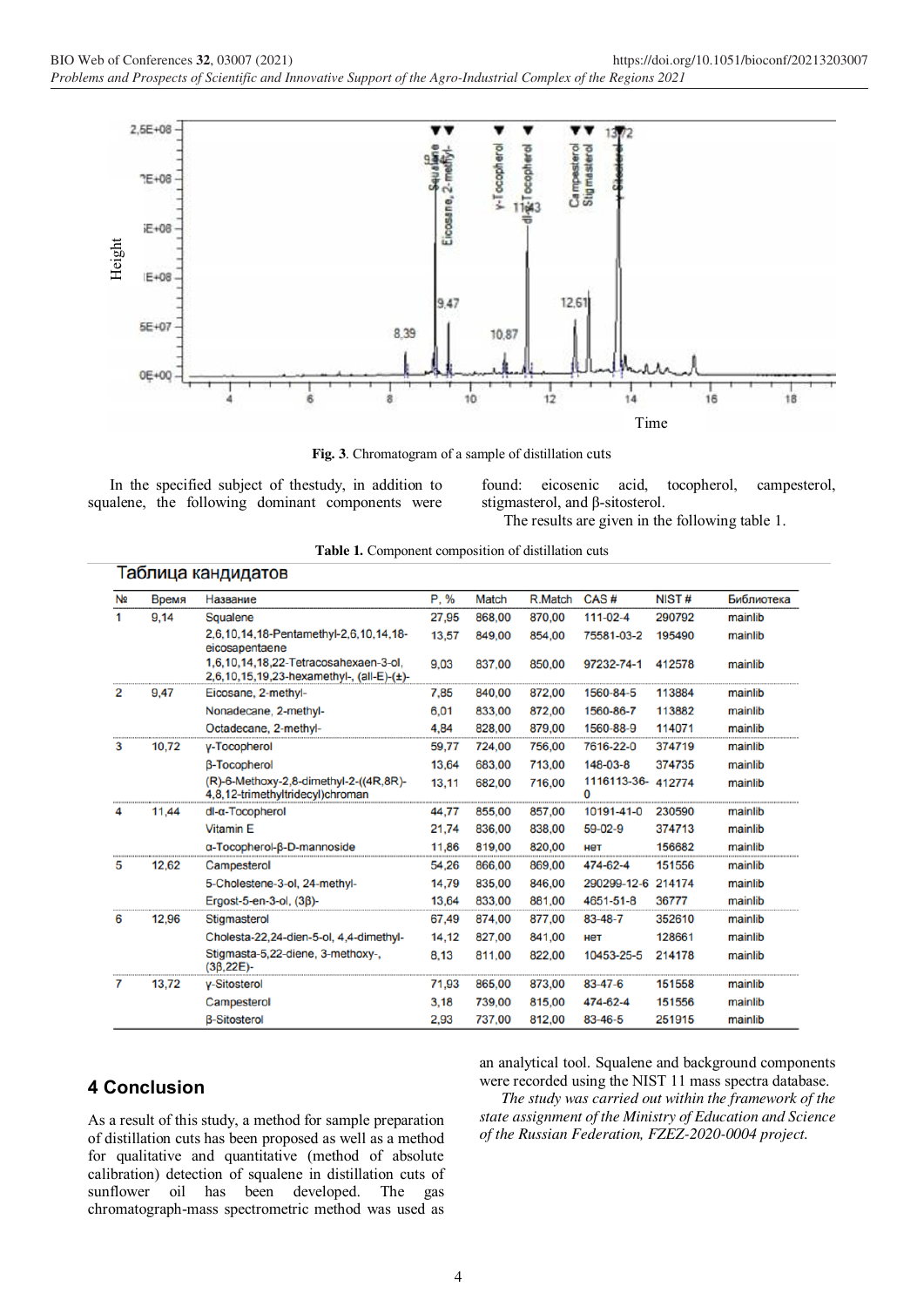**Fig. 3**. Chromatogram of a sample of distillation cuts

In the specified subject of thestudy, in addition to squalene, the following dominant components were found: eicosenic acid, tocopherol, campesterol, stigmasterol, and β-sitosterol.

The results are given in the following table 1.

**Table 1.** Component composition of distillation cuts

Таблица кандидатов

| № | Время | Название | P, % | Match | R.Match | CAS # | NIST # | Библиотека |
|---|---|---|---|---|---|---|---|---|
| 1 | 9,14 | Squalene | 27,95 | 868,00 | 870,00 | 111-02-4 | 290792 | mainlib |
| | | 2,6,10,14,18-Pentamethyl-2,6,10,14,18-eicosapentaene | 13,57 | 849,00 | 854,00 | 75581-03-2 | 195490 | mainlib |
| | | 1,6,10,14,18,22-Tetracosahexaen-3-ol, 2,6,10,15,19,23-hexamethyl-, (all-E)-(±)- | 9,03 | 837,00 | 850,00 | 97232-74-1 | 412578 | mainlib |
| 2 | 9,47 | Eicosane, 2-methyl- | 7,85 | 840,00 | 872,00 | 1560-84-5 | 113884 | mainlib |
| | | Nonadecane, 2-methyl- | 6,01 | 833,00 | 872,00 | 1560-86-7 | 113882 | mainlib |
| | | Octadecane, 2-methyl- | 4,84 | 828,00 | 879,00 | 1560-88-9 | 114071 | mainlib |
| 3 | 10,72 | γ-Tocopherol | 59,77 | 724,00 | 756,00 | 7616-22-0 | 374719 | mainlib |
| | | β-Tocopherol | 13,64 | 683,00 | 713,00 | 148-03-8 | 374735 | mainlib |
| | | (R)-6-Methoxy-2,8-dimethyl-2-((4R,8R)-4,8,12-trimethyltridecyl)chroman | 13,11 | 682,00 | 716,00 | 1116113-36-0 | 412774 | mainlib |
| 4 | 11,44 | dl-α-Tocopherol | 44,77 | 855,00 | 857,00 | 10191-41-0 | 230590 | mainlib |
| | | Vitamin E | 21,74 | 836,00 | 838,00 | 59-02-9 | 374713 | mainlib |
| | | α-Tocopherol-β-D-mannoside | 11,86 | 819,00 | 820,00 | нет | 156682 | mainlib |
| 5 | 12,62 | Campesterol | 54,26 | 866,00 | 869,00 | 474-62-4 | 151556 | mainlib |
| | | 5-Cholestene-3-ol, 24-methyl- | 14,79 | 835,00 | 846,00 | 290299-12-6 | 214174 | mainlib |
| | | Ergost-5-en-3-ol, (3β)- | 13,64 | 833,00 | 881,00 | 4651-51-8 | 36777 | mainlib |
| 6 | 12,96 | Stigmasterol | 67,49 | 874,00 | 877,00 | 83-48-7 | 352610 | mainlib |
| | | Cholesta-22,24-dien-5-ol, 4,4-dimethyl- | 14,12 | 827,00 | 841,00 | нет | 128661 | mainlib |
| | | Stigmasta-5,22-diene, 3-methoxy-, (3β,22E)- | 8,13 | 811,00 | 822,00 | 10453-25-5 | 214178 | mainlib |
| 7 | 13,72 | γ-Sitosterol | 71,93 | 865,00 | 873,00 | 83-47-6 | 151558 | mainlib |
| | | Campesterol | 3,18 | 739,00 | 815,00 | 474-62-4 | 151556 | mainlib |
| | | β-Sitosterol | 2,93 | 737,00 | 812,00 | 83-46-5 | 251915 | mainlib |

## 4 Conclusion

As a result of this study, a method for sample preparation of distillation cuts has been proposed as well as a method for qualitative and quantitative (method of absolute calibration) detection of squalene in distillation cuts of sunflower oil has been developed. The gas chromatograph-mass spectrometric method was used as an analytical tool. Squalene and background components were recorded using the NIST 11 mass spectra database.

*The study was carried out within the framework of the state assignment of the Ministry of Education and Science of the Russian Federation, FZEZ-2020-0004 project.*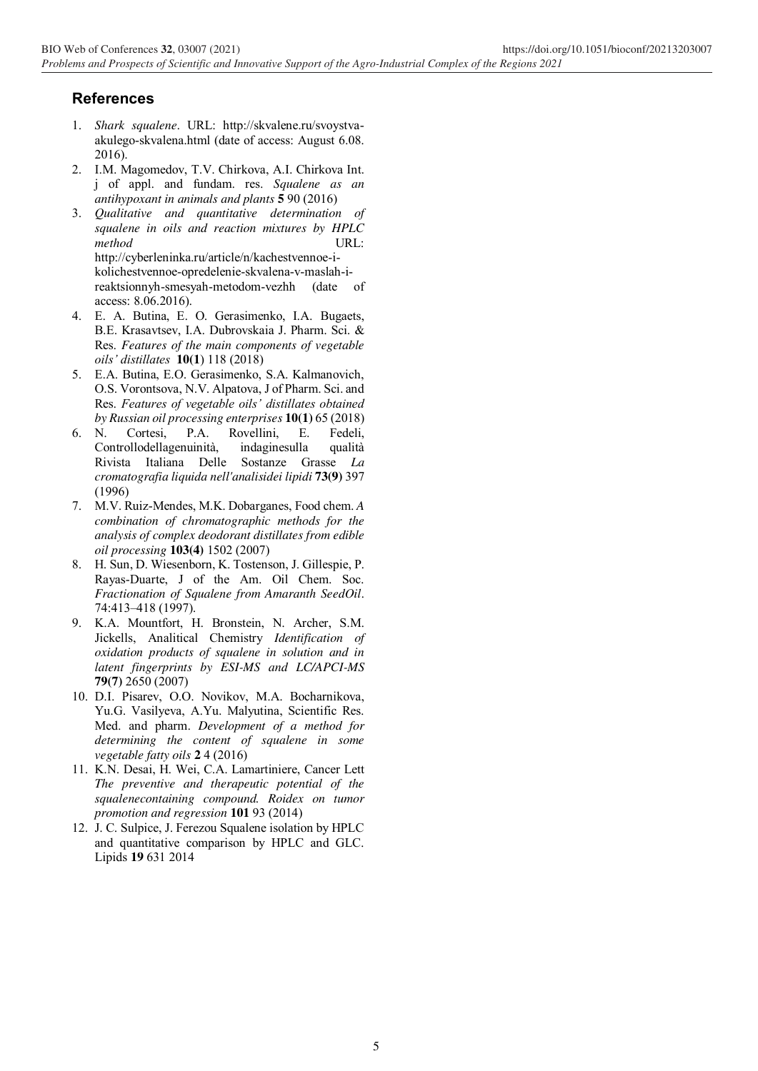## References

1. *Shark squalene*. URL: http://skvalene.ru/svoystva-akulego-skvalena.html (date of access: August 6.08. 2016).
2. I.M. Magomedov, T.V. Chirkova, A.I. Chirkova Int. j of appl. and fundam. res. *Squalene as an antihypoxant in animals and plants* **5** 90 (2016)
3. *Qualitative and quantitative determination of squalene in oils and reaction mixtures by HPLC method* URL: http://cyberleninka.ru/article/n/kachestvennoe-i-kolichestvennoe-opredelenie-skvalena-v-maslah-i-reaktsionnyh-smesyah-metodom-vezhh (date of access: 8.06.2016).
4. E. A. Butina, E. O. Gerasimenko, I.A. Bugaets, B.E. Krasavtsev, I.A. Dubrovskaia J. Pharm. Sci. & Res. *Features of the main components of vegetable oils' distillates* **10(1)** 118 (2018)
5. E.A. Butina, E.O. Gerasimenko, S.A. Kalmanovich, O.S. Vorontsova, N.V. Alpatova, J of Pharm. Sci. and Res. *Features of vegetable oils' distillates obtained by Russian oil processing enterprises* **10(1)** 65 (2018)
6. N. Cortesi, P.A. Rovellini, E. Fedeli, Controllodellagenuinità, indaginesulla qualità Rivista Italiana Delle Sostanze Grasse *La cromatografia liquida nell'analisidei lipidi* **73(9)** 397 (1996)
7. M.V. Ruiz-Mendes, M.K. Dobarganes, Food chem. *A combination of chromatographic methods for the analysis of complex deodorant distillates from edible oil processing* **103(4)** 1502 (2007)
8. H. Sun, D. Wiesenborn, K. Tostenson, J. Gillespie, P. Rayas-Duarte, J of the Am. Oil Chem. Soc. *Fractionation of Squalene from Amaranth SeedOil*. 74:413–418 (1997).
9. K.A. Mountfort, H. Bronstein, N. Archer, S.M. Jickells, Analitical Chemistry *Identification of oxidation products of squalene in solution and in latent fingerprints by ESI-MS and LC/APCI-MS* **79(7)** 2650 (2007)
10. D.I. Pisarev, O.O. Novikov, M.A. Bocharnikova, Yu.G. Vasilyeva, A.Yu. Malyutina, Scientific Res. Med. and pharm. *Development of a method for determining the content of squalene in some vegetable fatty oils* **2** 4 (2016)
11. K.N. Desai, H. Wei, C.A. Lamartiniere, Cancer Lett *The preventive and therapeutic potential of the squalenecontaining compound. Roidex on tumor promotion and regression* **101** 93 (2014)
12. J. C. Sulpice, J. Ferezou Squalene isolation by HPLC and quantitative comparison by HPLC and GLC. Lipids **19** 631 2014